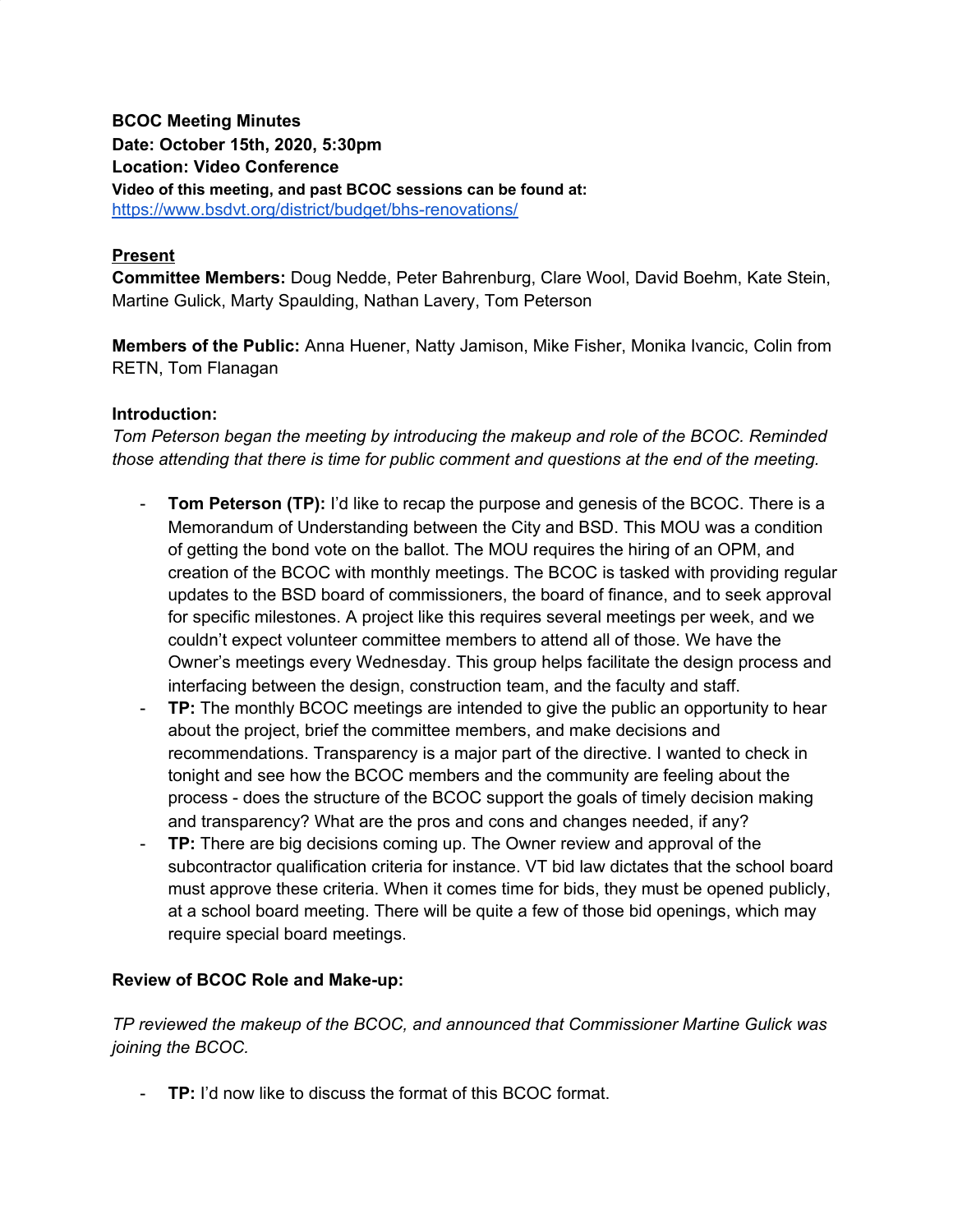**BCOC Meeting Minutes**
**Date: October 15th, 2020, 5:30pm**
**Location: Video Conference**
**Video of this meeting, and past BCOC sessions can be found at:**
https://www.bsdvt.org/district/budget/bhs-renovations/

**Present**

**Committee Members:** Doug Nedde, Peter Bahrenburg, Clare Wool, David Boehm, Kate Stein, Martine Gulick, Marty Spaulding, Nathan Lavery, Tom Peterson

**Members of the Public:** Anna Huener, Natty Jamison, Mike Fisher, Monika Ivancic, Colin from RETN, Tom Flanagan

**Introduction:**

*Tom Peterson began the meeting by introducing the makeup and role of the BCOC. Reminded those attending that there is time for public comment and questions at the end of the meeting.*

- **Tom Peterson (TP):** I'd like to recap the purpose and genesis of the BCOC. There is a Memorandum of Understanding between the City and BSD. This MOU was a condition of getting the bond vote on the ballot. The MOU requires the hiring of an OPM, and creation of the BCOC with monthly meetings. The BCOC is tasked with providing regular updates to the BSD board of commissioners, the board of finance, and to seek approval for specific milestones. A project like this requires several meetings per week, and we couldn't expect volunteer committee members to attend all of those. We have the Owner's meetings every Wednesday. This group helps facilitate the design process and interfacing between the design, construction team, and the faculty and staff.
- **TP:** The monthly BCOC meetings are intended to give the public an opportunity to hear about the project, brief the committee members, and make decisions and recommendations. Transparency is a major part of the directive. I wanted to check in tonight and see how the BCOC members and the community are feeling about the process - does the structure of the BCOC support the goals of timely decision making and transparency? What are the pros and cons and changes needed, if any?
- **TP:** There are big decisions coming up. The Owner review and approval of the subcontractor qualification criteria for instance. VT bid law dictates that the school board must approve these criteria. When it comes time for bids, they must be opened publicly, at a school board meeting. There will be quite a few of those bid openings, which may require special board meetings.

**Review of BCOC Role and Make-up:**

*TP reviewed the makeup of the BCOC, and announced that Commissioner Martine Gulick was joining the BCOC.*

- **TP:** I'd now like to discuss the format of this BCOC format.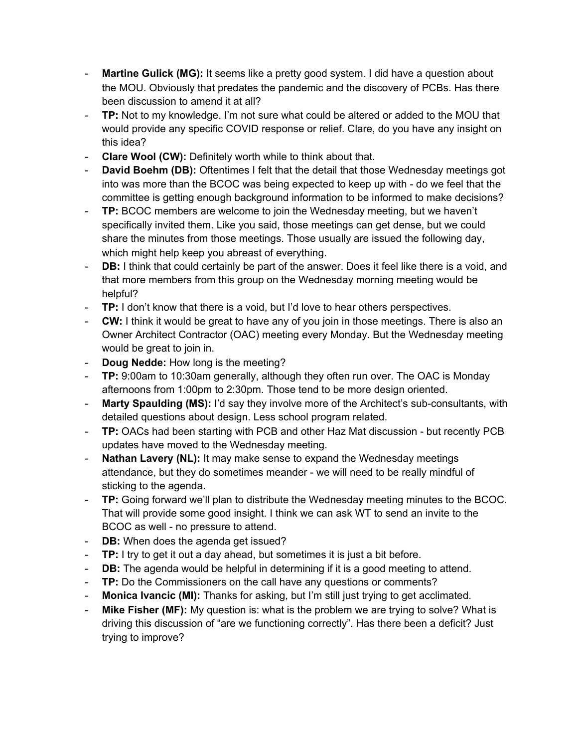- **Martine Gulick (MG):** It seems like a pretty good system. I did have a question about the MOU. Obviously that predates the pandemic and the discovery of PCBs. Has there been discussion to amend it at all?
- **TP:** Not to my knowledge. I'm not sure what could be altered or added to the MOU that would provide any specific COVID response or relief. Clare, do you have any insight on this idea?
- **Clare Wool (CW):** Definitely worth while to think about that.
- **David Boehm (DB):** Oftentimes I felt that the detail that those Wednesday meetings got into was more than the BCOC was being expected to keep up with - do we feel that the committee is getting enough background information to be informed to make decisions?
- **TP:** BCOC members are welcome to join the Wednesday meeting, but we haven't specifically invited them. Like you said, those meetings can get dense, but we could share the minutes from those meetings. Those usually are issued the following day, which might help keep you abreast of everything.
- **DB:** I think that could certainly be part of the answer. Does it feel like there is a void, and that more members from this group on the Wednesday morning meeting would be helpful?
- **TP:** I don't know that there is a void, but I'd love to hear others perspectives.
- **CW:** I think it would be great to have any of you join in those meetings. There is also an Owner Architect Contractor (OAC) meeting every Monday. But the Wednesday meeting would be great to join in.
- **Doug Nedde:** How long is the meeting?
- **TP:** 9:00am to 10:30am generally, although they often run over. The OAC is Monday afternoons from 1:00pm to 2:30pm. Those tend to be more design oriented.
- **Marty Spaulding (MS):** I'd say they involve more of the Architect's sub-consultants, with detailed questions about design. Less school program related.
- **TP:** OACs had been starting with PCB and other Haz Mat discussion - but recently PCB updates have moved to the Wednesday meeting.
- **Nathan Lavery (NL):** It may make sense to expand the Wednesday meetings attendance, but they do sometimes meander - we will need to be really mindful of sticking to the agenda.
- **TP:** Going forward we'll plan to distribute the Wednesday meeting minutes to the BCOC. That will provide some good insight. I think we can ask WT to send an invite to the BCOC as well - no pressure to attend.
- **DB:** When does the agenda get issued?
- **TP:** I try to get it out a day ahead, but sometimes it is just a bit before.
- **DB:** The agenda would be helpful in determining if it is a good meeting to attend.
- **TP:** Do the Commissioners on the call have any questions or comments?
- **Monica Ivancic (MI):** Thanks for asking, but I'm still just trying to get acclimated.
- **Mike Fisher (MF):** My question is: what is the problem we are trying to solve? What is driving this discussion of "are we functioning correctly". Has there been a deficit? Just trying to improve?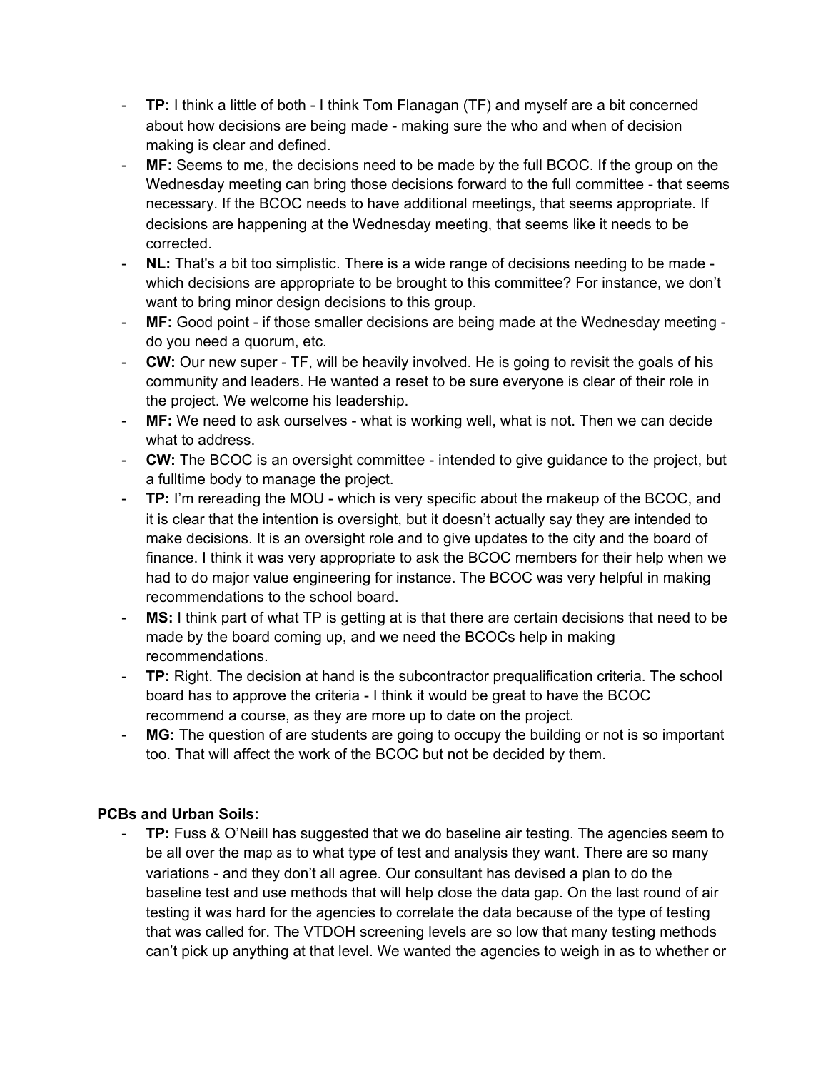- **TP:** I think a little of both - I think Tom Flanagan (TF) and myself are a bit concerned about how decisions are being made - making sure the who and when of decision making is clear and defined.
- **MF:** Seems to me, the decisions need to be made by the full BCOC. If the group on the Wednesday meeting can bring those decisions forward to the full committee - that seems necessary. If the BCOC needs to have additional meetings, that seems appropriate. If decisions are happening at the Wednesday meeting, that seems like it needs to be corrected.
- **NL:** That's a bit too simplistic. There is a wide range of decisions needing to be made - which decisions are appropriate to be brought to this committee? For instance, we don't want to bring minor design decisions to this group.
- **MF:** Good point - if those smaller decisions are being made at the Wednesday meeting - do you need a quorum, etc.
- **CW:** Our new super - TF, will be heavily involved. He is going to revisit the goals of his community and leaders. He wanted a reset to be sure everyone is clear of their role in the project. We welcome his leadership.
- **MF:** We need to ask ourselves - what is working well, what is not. Then we can decide what to address.
- **CW:** The BCOC is an oversight committee - intended to give guidance to the project, but a fulltime body to manage the project.
- **TP:** I'm rereading the MOU - which is very specific about the makeup of the BCOC, and it is clear that the intention is oversight, but it doesn't actually say they are intended to make decisions. It is an oversight role and to give updates to the city and the board of finance. I think it was very appropriate to ask the BCOC members for their help when we had to do major value engineering for instance. The BCOC was very helpful in making recommendations to the school board.
- **MS:** I think part of what TP is getting at is that there are certain decisions that need to be made by the board coming up, and we need the BCOCs help in making recommendations.
- **TP:** Right. The decision at hand is the subcontractor prequalification criteria. The school board has to approve the criteria - I think it would be great to have the BCOC recommend a course, as they are more up to date on the project.
- **MG:** The question of are students are going to occupy the building or not is so important too. That will affect the work of the BCOC but not be decided by them.

**PCBs and Urban Soils:**

- **TP:** Fuss & O'Neill has suggested that we do baseline air testing. The agencies seem to be all over the map as to what type of test and analysis they want. There are so many variations - and they don't all agree. Our consultant has devised a plan to do the baseline test and use methods that will help close the data gap. On the last round of air testing it was hard for the agencies to correlate the data because of the type of testing that was called for. The VTDOH screening levels are so low that many testing methods can't pick up anything at that level. We wanted the agencies to weigh in as to whether or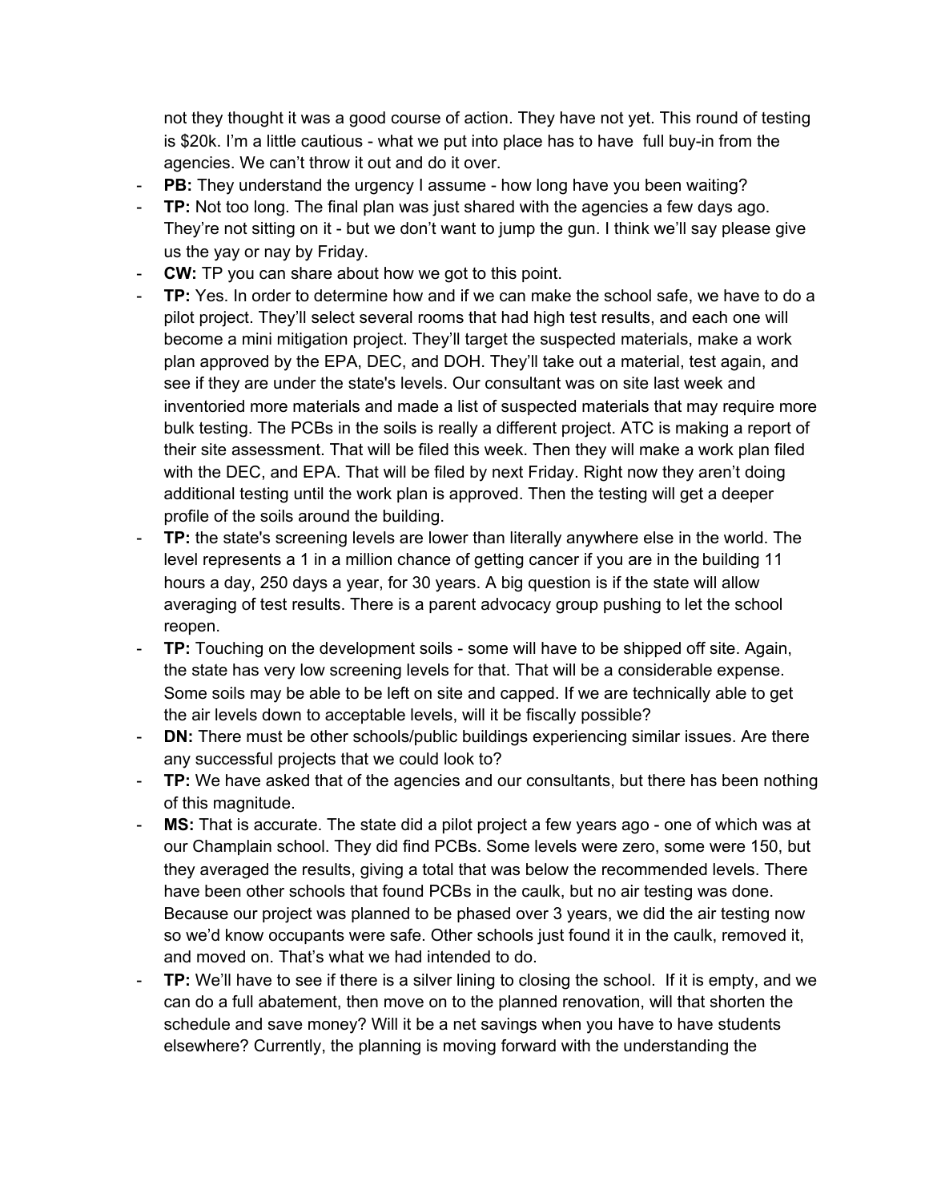not they thought it was a good course of action. They have not yet. This round of testing is $20k. I'm a little cautious - what we put into place has to have full buy-in from the agencies. We can't throw it out and do it over.

- **PB:** They understand the urgency I assume - how long have you been waiting?
- **TP:** Not too long. The final plan was just shared with the agencies a few days ago. They're not sitting on it - but we don't want to jump the gun. I think we'll say please give us the yay or nay by Friday.
- **CW:** TP you can share about how we got to this point.
- **TP:** Yes. In order to determine how and if we can make the school safe, we have to do a pilot project. They'll select several rooms that had high test results, and each one will become a mini mitigation project. They'll target the suspected materials, make a work plan approved by the EPA, DEC, and DOH. They'll take out a material, test again, and see if they are under the state's levels. Our consultant was on site last week and inventoried more materials and made a list of suspected materials that may require more bulk testing. The PCBs in the soils is really a different project. ATC is making a report of their site assessment. That will be filed this week. Then they will make a work plan filed with the DEC, and EPA. That will be filed by next Friday. Right now they aren't doing additional testing until the work plan is approved. Then the testing will get a deeper profile of the soils around the building.
- **TP:** the state's screening levels are lower than literally anywhere else in the world. The level represents a 1 in a million chance of getting cancer if you are in the building 11 hours a day, 250 days a year, for 30 years. A big question is if the state will allow averaging of test results. There is a parent advocacy group pushing to let the school reopen.
- **TP:** Touching on the development soils - some will have to be shipped off site. Again, the state has very low screening levels for that. That will be a considerable expense. Some soils may be able to be left on site and capped. If we are technically able to get the air levels down to acceptable levels, will it be fiscally possible?
- **DN:** There must be other schools/public buildings experiencing similar issues. Are there any successful projects that we could look to?
- **TP:** We have asked that of the agencies and our consultants, but there has been nothing of this magnitude.
- **MS:** That is accurate. The state did a pilot project a few years ago - one of which was at our Champlain school. They did find PCBs. Some levels were zero, some were 150, but they averaged the results, giving a total that was below the recommended levels. There have been other schools that found PCBs in the caulk, but no air testing was done. Because our project was planned to be phased over 3 years, we did the air testing now so we'd know occupants were safe. Other schools just found it in the caulk, removed it, and moved on. That's what we had intended to do.
- **TP:** We'll have to see if there is a silver lining to closing the school. If it is empty, and we can do a full abatement, then move on to the planned renovation, will that shorten the schedule and save money? Will it be a net savings when you have to have students elsewhere? Currently, the planning is moving forward with the understanding the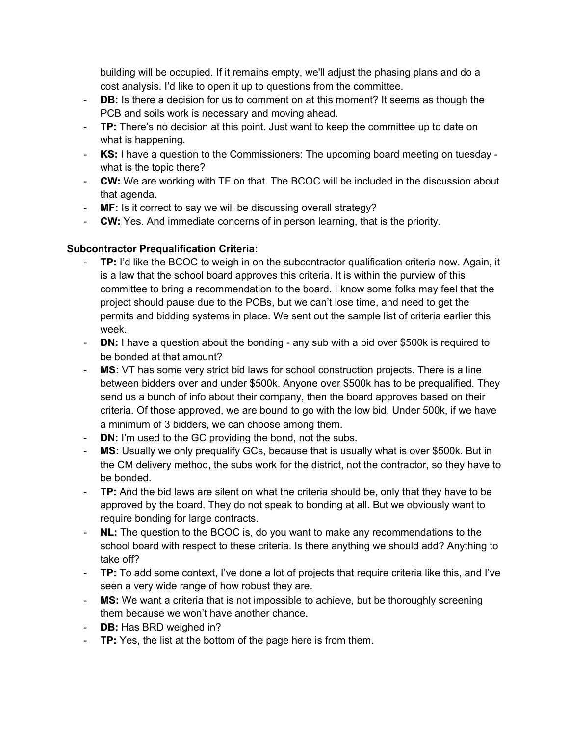building will be occupied. If it remains empty, we'll adjust the phasing plans and do a cost analysis. I'd like to open it up to questions from the committee.

- **DB:** Is there a decision for us to comment on at this moment? It seems as though the PCB and soils work is necessary and moving ahead.
- **TP:** There's no decision at this point. Just want to keep the committee up to date on what is happening.
- **KS:** I have a question to the Commissioners: The upcoming board meeting on tuesday - what is the topic there?
- **CW:** We are working with TF on that. The BCOC will be included in the discussion about that agenda.
- **MF:** Is it correct to say we will be discussing overall strategy?
- **CW:** Yes. And immediate concerns of in person learning, that is the priority.

**Subcontractor Prequalification Criteria:**

- **TP:** I'd like the BCOC to weigh in on the subcontractor qualification criteria now. Again, it is a law that the school board approves this criteria. It is within the purview of this committee to bring a recommendation to the board. I know some folks may feel that the project should pause due to the PCBs, but we can't lose time, and need to get the permits and bidding systems in place. We sent out the sample list of criteria earlier this week.
- **DN:** I have a question about the bonding - any sub with a bid over $500k is required to be bonded at that amount?
- **MS:** VT has some very strict bid laws for school construction projects. There is a line between bidders over and under $500k. Anyone over $500k has to be prequalified. They send us a bunch of info about their company, then the board approves based on their criteria. Of those approved, we are bound to go with the low bid. Under 500k, if we have a minimum of 3 bidders, we can choose among them.
- **DN:** I'm used to the GC providing the bond, not the subs.
- **MS:** Usually we only prequalify GCs, because that is usually what is over $500k. But in the CM delivery method, the subs work for the district, not the contractor, so they have to be bonded.
- **TP:** And the bid laws are silent on what the criteria should be, only that they have to be approved by the board. They do not speak to bonding at all. But we obviously want to require bonding for large contracts.
- **NL:** The question to the BCOC is, do you want to make any recommendations to the school board with respect to these criteria. Is there anything we should add? Anything to take off?
- **TP:** To add some context, I've done a lot of projects that require criteria like this, and I've seen a very wide range of how robust they are.
- **MS:** We want a criteria that is not impossible to achieve, but be thoroughly screening them because we won't have another chance.
- **DB:** Has BRD weighed in?
- **TP:** Yes, the list at the bottom of the page here is from them.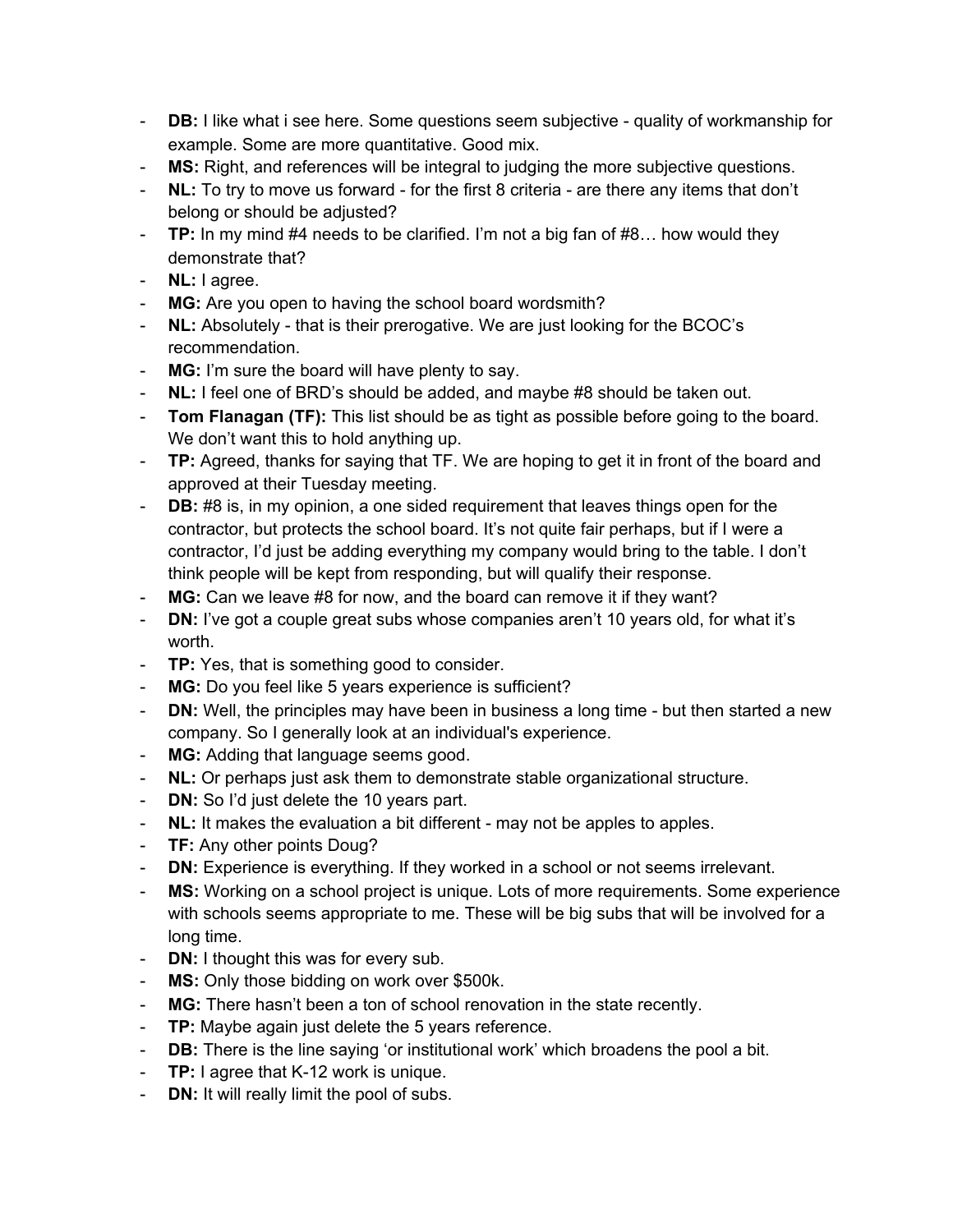- **DB:** I like what i see here. Some questions seem subjective - quality of workmanship for example. Some are more quantitative. Good mix.
- **MS:** Right, and references will be integral to judging the more subjective questions.
- **NL:** To try to move us forward - for the first 8 criteria - are there any items that don't belong or should be adjusted?
- **TP:** In my mind #4 needs to be clarified. I'm not a big fan of #8… how would they demonstrate that?
- **NL:** I agree.
- **MG:** Are you open to having the school board wordsmith?
- **NL:** Absolutely - that is their prerogative. We are just looking for the BCOC's recommendation.
- **MG:** I'm sure the board will have plenty to say.
- **NL:** I feel one of BRD's should be added, and maybe #8 should be taken out.
- **Tom Flanagan (TF):** This list should be as tight as possible before going to the board. We don't want this to hold anything up.
- **TP:** Agreed, thanks for saying that TF. We are hoping to get it in front of the board and approved at their Tuesday meeting.
- **DB:** #8 is, in my opinion, a one sided requirement that leaves things open for the contractor, but protects the school board. It's not quite fair perhaps, but if I were a contractor, I'd just be adding everything my company would bring to the table. I don't think people will be kept from responding, but will qualify their response.
- **MG:** Can we leave #8 for now, and the board can remove it if they want?
- **DN:** I've got a couple great subs whose companies aren't 10 years old, for what it's worth.
- **TP:** Yes, that is something good to consider.
- **MG:** Do you feel like 5 years experience is sufficient?
- **DN:** Well, the principles may have been in business a long time - but then started a new company. So I generally look at an individual's experience.
- **MG:** Adding that language seems good.
- **NL:** Or perhaps just ask them to demonstrate stable organizational structure.
- **DN:** So I'd just delete the 10 years part.
- **NL:** It makes the evaluation a bit different - may not be apples to apples.
- **TF:** Any other points Doug?
- **DN:** Experience is everything. If they worked in a school or not seems irrelevant.
- **MS:** Working on a school project is unique. Lots of more requirements. Some experience with schools seems appropriate to me. These will be big subs that will be involved for a long time.
- **DN:** I thought this was for every sub.
- **MS:** Only those bidding on work over $500k.
- **MG:** There hasn't been a ton of school renovation in the state recently.
- **TP:** Maybe again just delete the 5 years reference.
- **DB:** There is the line saying 'or institutional work' which broadens the pool a bit.
- **TP:** I agree that K-12 work is unique.
- **DN:** It will really limit the pool of subs.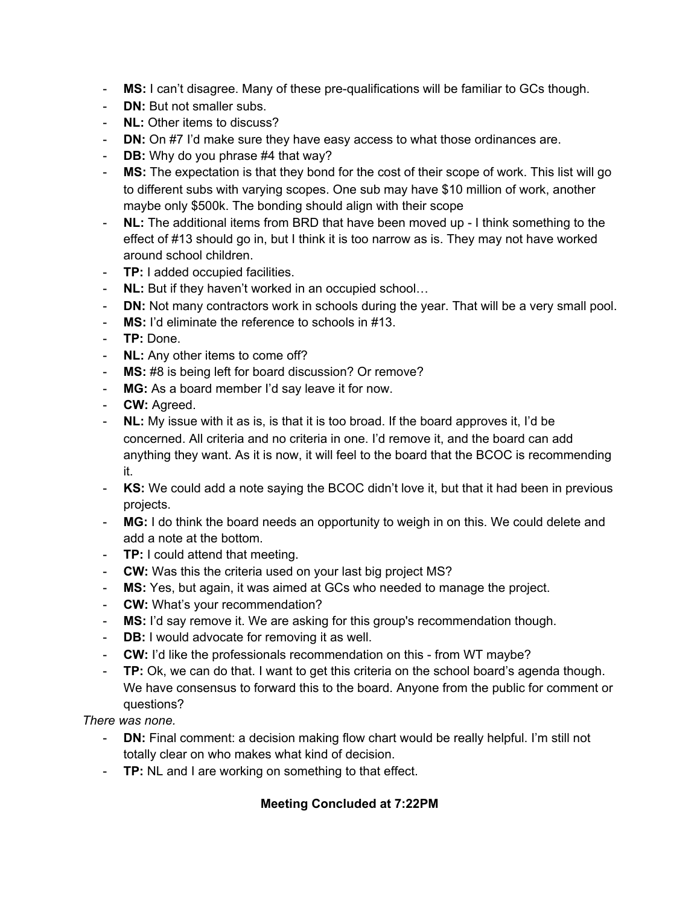- **MS:** I can't disagree. Many of these pre-qualifications will be familiar to GCs though.
- **DN:** But not smaller subs.
- **NL:** Other items to discuss?
- **DN:** On #7 I'd make sure they have easy access to what those ordinances are.
- **DB:** Why do you phrase #4 that way?
- **MS:** The expectation is that they bond for the cost of their scope of work. This list will go to different subs with varying scopes. One sub may have $10 million of work, another maybe only $500k. The bonding should align with their scope
- **NL:** The additional items from BRD that have been moved up - I think something to the effect of #13 should go in, but I think it is too narrow as is. They may not have worked around school children.
- **TP:** I added occupied facilities.
- **NL:** But if they haven't worked in an occupied school…
- **DN:** Not many contractors work in schools during the year. That will be a very small pool.
- **MS:** I'd eliminate the reference to schools in #13.
- **TP:** Done.
- **NL:** Any other items to come off?
- **MS:** #8 is being left for board discussion? Or remove?
- **MG:** As a board member I'd say leave it for now.
- **CW:** Agreed.
- **NL:** My issue with it as is, is that it is too broad. If the board approves it, I'd be concerned. All criteria and no criteria in one. I'd remove it, and the board can add anything they want. As it is now, it will feel to the board that the BCOC is recommending it.
- **KS:** We could add a note saying the BCOC didn't love it, but that it had been in previous projects.
- **MG:** I do think the board needs an opportunity to weigh in on this. We could delete and add a note at the bottom.
- **TP:** I could attend that meeting.
- **CW:** Was this the criteria used on your last big project MS?
- **MS:** Yes, but again, it was aimed at GCs who needed to manage the project.
- **CW:** What's your recommendation?
- **MS:** I'd say remove it. We are asking for this group's recommendation though.
- **DB:** I would advocate for removing it as well.
- **CW:** I'd like the professionals recommendation on this - from WT maybe?
- **TP:** Ok, we can do that. I want to get this criteria on the school board's agenda though. We have consensus to forward this to the board. Anyone from the public for comment or questions?

*There was none.*

- **DN:** Final comment: a decision making flow chart would be really helpful. I'm still not totally clear on who makes what kind of decision.
- **TP:** NL and I are working on something to that effect.

**Meeting Concluded at 7:22PM**